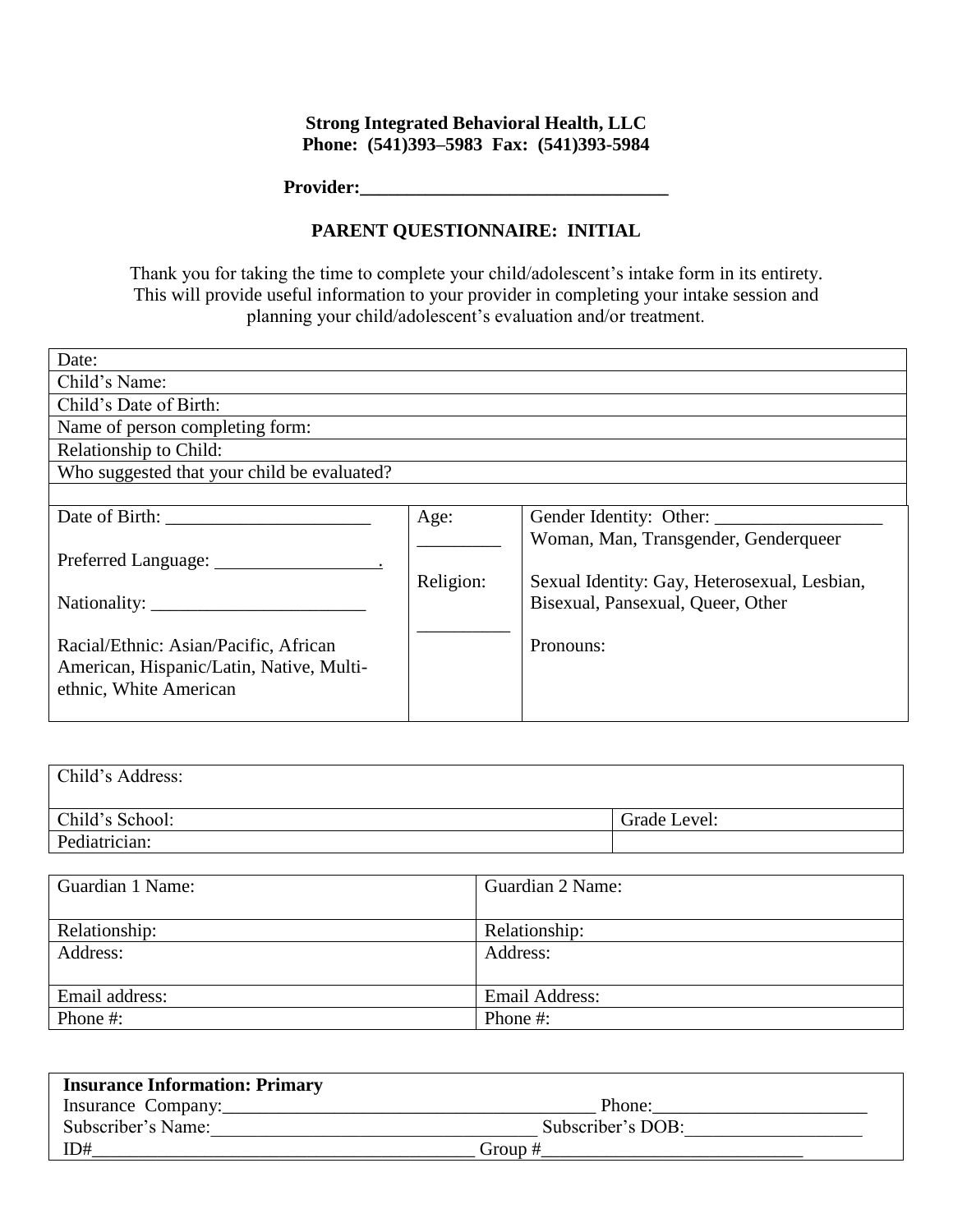**Strong Integrated Behavioral Health, LLC**
**Phone: (541)393–5983 Fax: (541)393-5984**

**Provider:_________________________________**

## PARENT QUESTIONNAIRE: INITIAL

Thank you for taking the time to complete your child/adolescent's intake form in its entirety. This will provide useful information to your provider in completing your intake session and planning your child/adolescent's evaluation and/or treatment.

| Date: |
|---|
| Child's Name: |
| Child's Date of Birth: |
| Name of person completing form: |
| Relationship to Child: |
| Who suggested that your child be evaluated? |
| |

| | | |
|---|---|---|
| Date of Birth: ______________________<br><br>Preferred Language: __________________.<br><br>Nationality: _______________________<br><br>Racial/Ethnic: Asian/Pacific, African American, Hispanic/Latin, Native, Multi-ethnic, White American | Age:<br>_________<br><br>Religion:<br><br>__________ | Gender Identity: Other: __________________<br>Woman, Man, Transgender, Genderqueer<br><br>Sexual Identity: Gay, Heterosexual, Lesbian, Bisexual, Pansexual, Queer, Other<br><br>Pronouns: |

| Child's Address: | |
|---|---|
| Child's School: | Grade Level: |
| Pediatrician: | |

| Guardian 1 Name: | Guardian 2 Name: |
|---|---|
| Relationship: | Relationship: |
| Address: | Address: |
| Email address: | Email Address: |
| Phone #: | Phone #: |

**Insurance Information: Primary**
Insurance Company:_________________________________________ Phone:_______________________
Subscriber's Name:__________________________________ Subscriber's DOB:___________________
ID#__________________________________________ Group #____________________________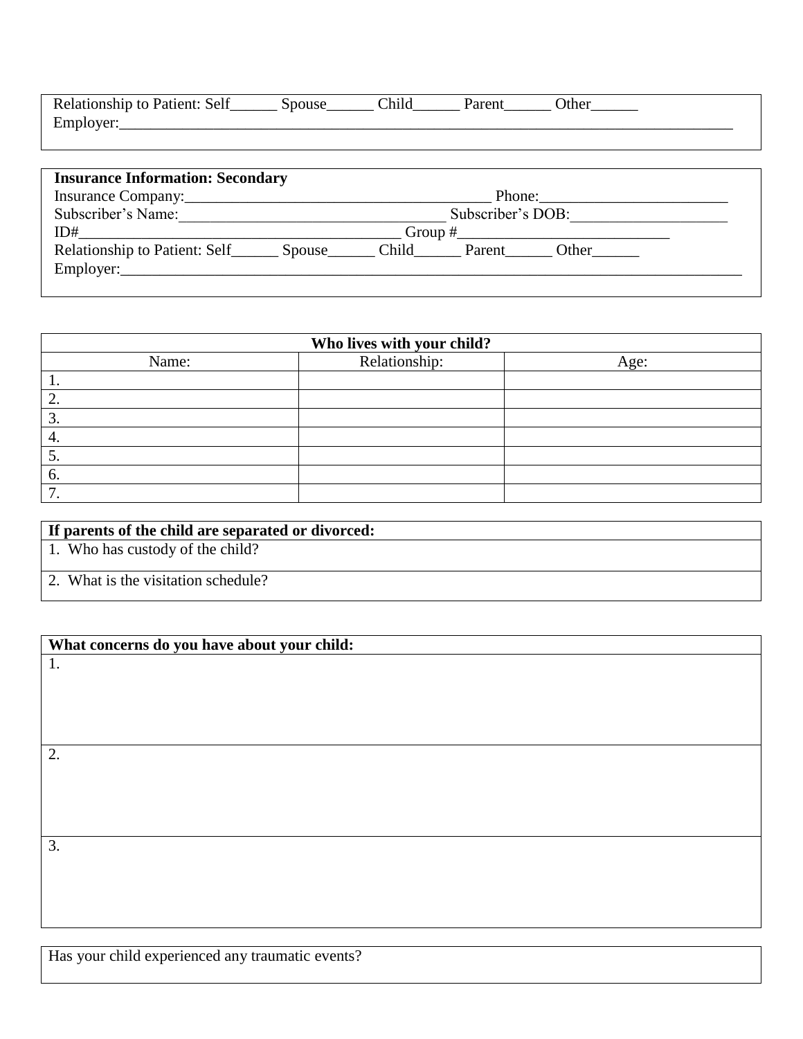Relationship to Patient: Self______ Spouse______ Child______ Parent______ Other______
Employer:_______________________________________________________________________________

**Insurance Information: Secondary**
Insurance Company:_______________________________________ Phone:________________________
Subscriber's Name:__________________________________ Subscriber's DOB:____________________
ID#________________________________________ Group #___________________________
Relationship to Patient: Self______ Spouse______ Child______ Parent______ Other______
Employer:_______________________________________________________________________________

| **Who lives with your child?** | | |
|---|---|---|
| Name: | Relationship: | Age: |
| 1. | | |
| 2. | | |
| 3. | | |
| 4. | | |
| 5. | | |
| 6. | | |
| 7. | | |

| **If parents of the child are separated or divorced:** |
|---|
| 1. Who has custody of the child? |
| 2. What is the visitation schedule? |

| **What concerns do you have about your child:** |
|---|
| 1. |
| 2. |
| 3. |

Has your child experienced any traumatic events?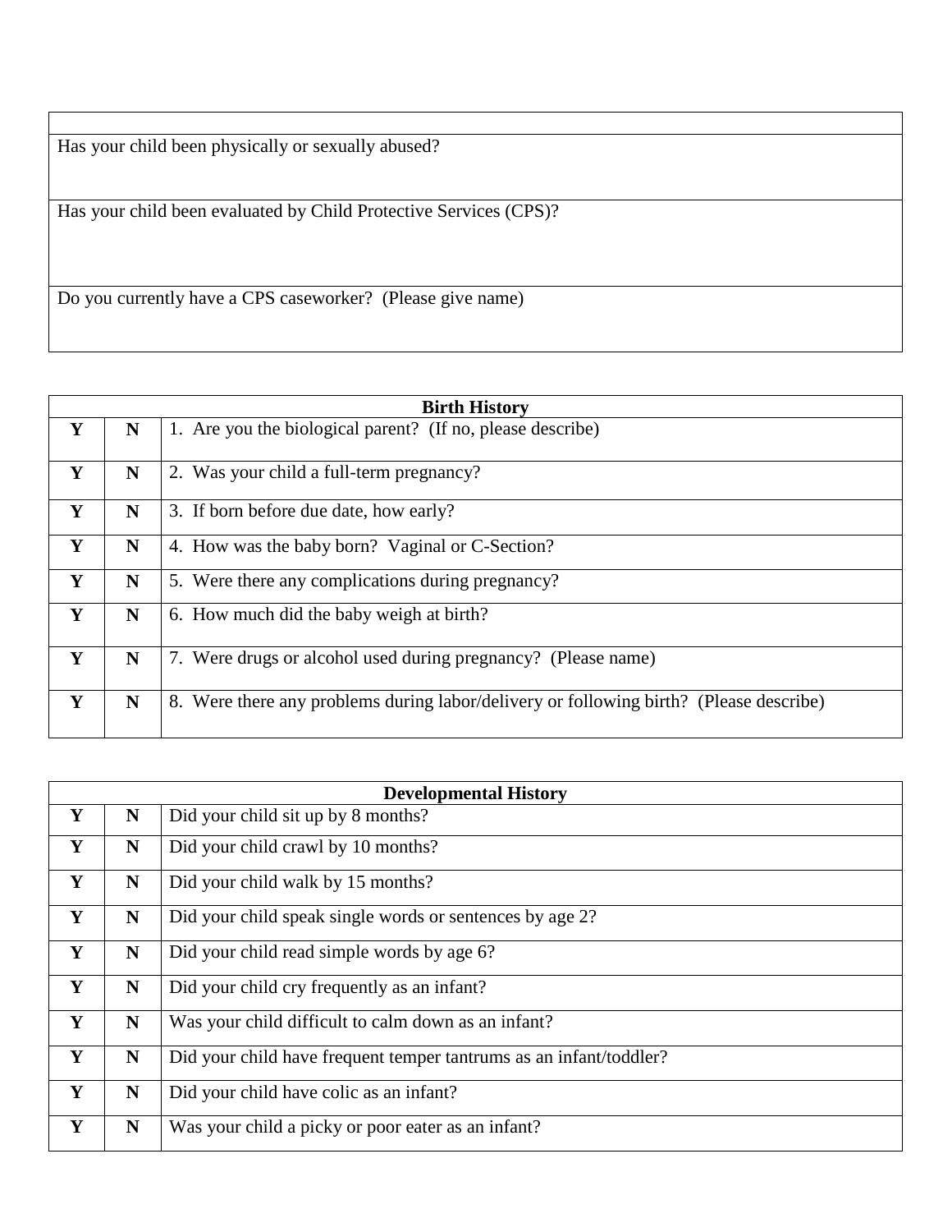| |
|---|
| Has your child been physically or sexually abused? |
| Has your child been evaluated by Child Protective Services (CPS)? |
| Do you currently have a CPS caseworker? (Please give name) |

| **Birth History** | | |
|---|---|---|
| **Y** | **N** | 1. Are you the biological parent? (If no, please describe) |
| **Y** | **N** | 2. Was your child a full-term pregnancy? |
| **Y** | **N** | 3. If born before due date, how early? |
| **Y** | **N** | 4. How was the baby born? Vaginal or C-Section? |
| **Y** | **N** | 5. Were there any complications during pregnancy? |
| **Y** | **N** | 6. How much did the baby weigh at birth? |
| **Y** | **N** | 7. Were drugs or alcohol used during pregnancy? (Please name) |
| **Y** | **N** | 8. Were there any problems during labor/delivery or following birth? (Please describe) |

| **Developmental History** | | |
|---|---|---|
| **Y** | **N** | Did your child sit up by 8 months? |
| **Y** | **N** | Did your child crawl by 10 months? |
| **Y** | **N** | Did your child walk by 15 months? |
| **Y** | **N** | Did your child speak single words or sentences by age 2? |
| **Y** | **N** | Did your child read simple words by age 6? |
| **Y** | **N** | Did your child cry frequently as an infant? |
| **Y** | **N** | Was your child difficult to calm down as an infant? |
| **Y** | **N** | Did your child have frequent temper tantrums as an infant/toddler? |
| **Y** | **N** | Did your child have colic as an infant? |
| **Y** | **N** | Was your child a picky or poor eater as an infant? |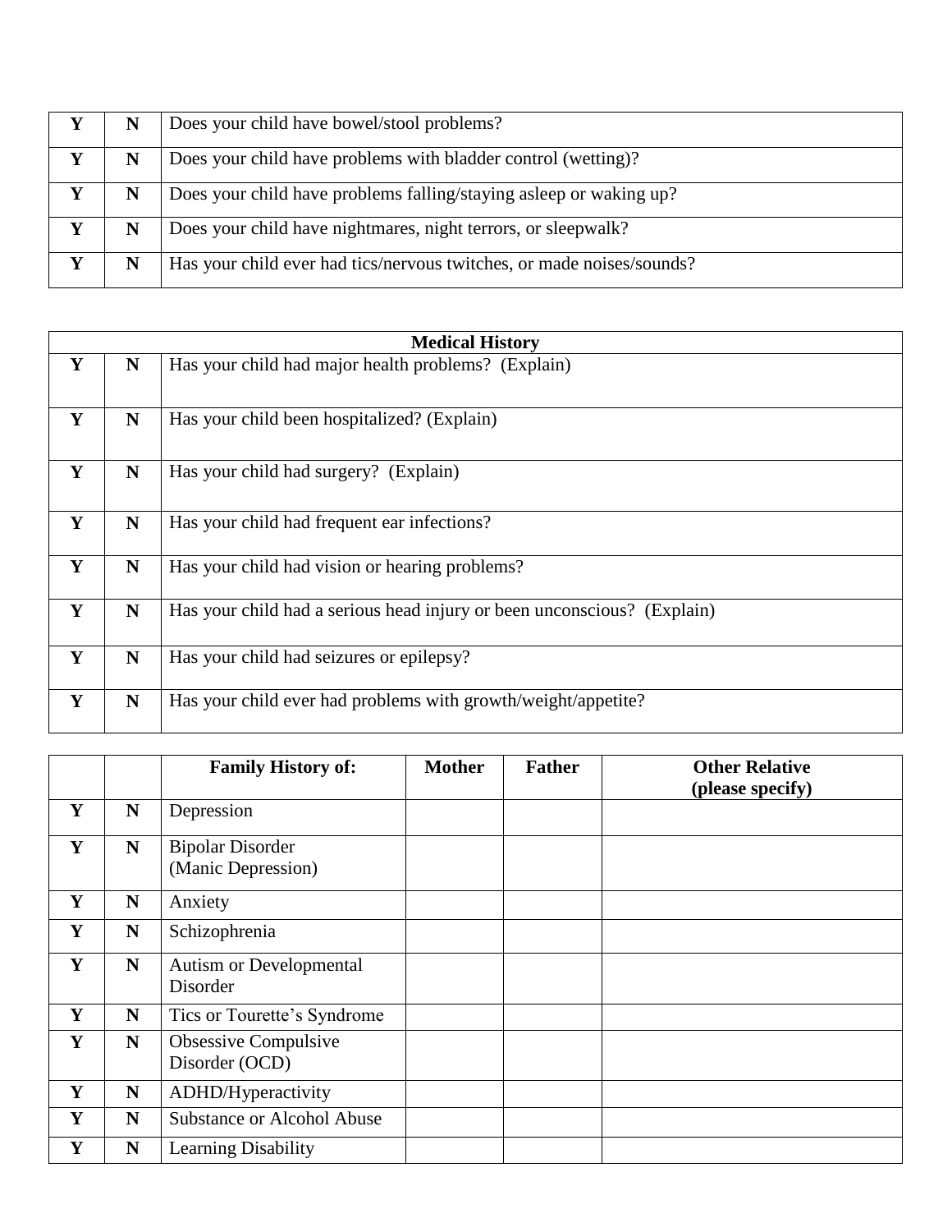| | | |
|---|---|---|
| **Y** | **N** | Does your child have bowel/stool problems? |
| **Y** | **N** | Does your child have problems with bladder control (wetting)? |
| **Y** | **N** | Does your child have problems falling/staying asleep or waking up? |
| **Y** | **N** | Does your child have nightmares, night terrors, or sleepwalk? |
| **Y** | **N** | Has your child ever had tics/nervous twitches, or made noises/sounds? |

| **Medical History** | | |
|---|---|---|
| **Y** | **N** | Has your child had major health problems? (Explain) |
| **Y** | **N** | Has your child been hospitalized? (Explain) |
| **Y** | **N** | Has your child had surgery? (Explain) |
| **Y** | **N** | Has your child had frequent ear infections? |
| **Y** | **N** | Has your child had vision or hearing problems? |
| **Y** | **N** | Has your child had a serious head injury or been unconscious? (Explain) |
| **Y** | **N** | Has your child had seizures or epilepsy? |
| **Y** | **N** | Has your child ever had problems with growth/weight/appetite? |

| | | **Family History of:** | **Mother** | **Father** | **Other Relative (please specify)** |
|---|---|---|---|---|---|
| **Y** | **N** | Depression | | | |
| **Y** | **N** | Bipolar Disorder (Manic Depression) | | | |
| **Y** | **N** | Anxiety | | | |
| **Y** | **N** | Schizophrenia | | | |
| **Y** | **N** | Autism or Developmental Disorder | | | |
| **Y** | **N** | Tics or Tourette's Syndrome | | | |
| **Y** | **N** | Obsessive Compulsive Disorder (OCD) | | | |
| **Y** | **N** | ADHD/Hyperactivity | | | |
| **Y** | **N** | Substance or Alcohol Abuse | | | |
| **Y** | **N** | Learning Disability | | | |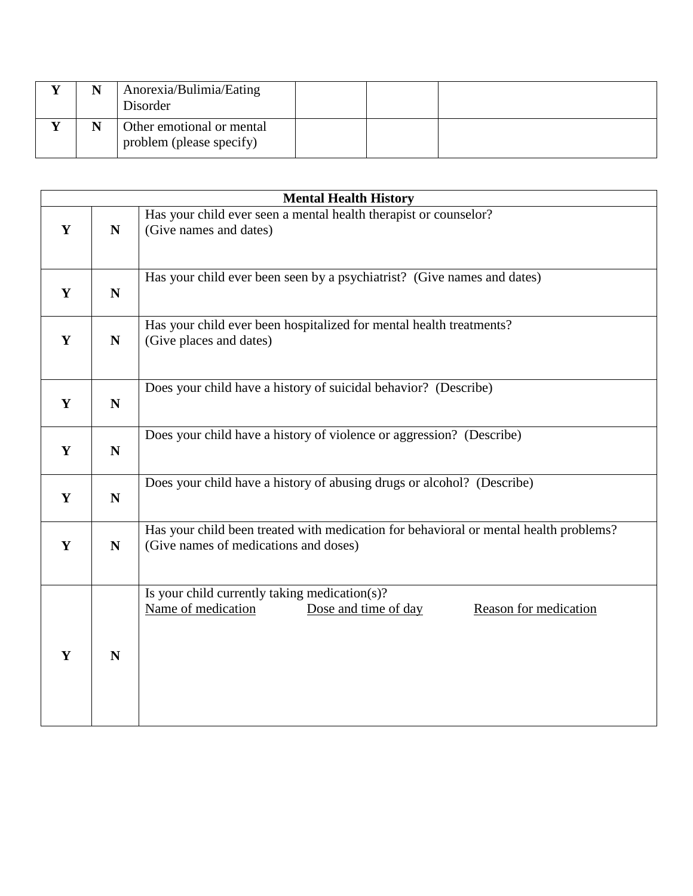| | | | | | |
|---|---|---|---|---|---|
| **Y** | **N** | Anorexia/Bulimia/Eating Disorder | | | |
| **Y** | **N** | Other emotional or mental problem (please specify) | | | |

| **Mental Health History** | | |
|---|---|---|
| **Y** | **N** | Has your child ever seen a mental health therapist or counselor? (Give names and dates) |
| **Y** | **N** | Has your child ever been seen by a psychiatrist? (Give names and dates) |
| **Y** | **N** | Has your child ever been hospitalized for mental health treatments? (Give places and dates) |
| **Y** | **N** | Does your child have a history of suicidal behavior? (Describe) |
| **Y** | **N** | Does your child have a history of violence or aggression? (Describe) |
| **Y** | **N** | Does your child have a history of abusing drugs or alcohol? (Describe) |
| **Y** | **N** | Has your child been treated with medication for behavioral or mental health problems? (Give names of medications and doses) |
| **Y** | **N** | Is your child currently taking medication(s)?<br>Name of medication &nbsp;&nbsp;&nbsp; Dose and time of day &nbsp;&nbsp;&nbsp; Reason for medication |